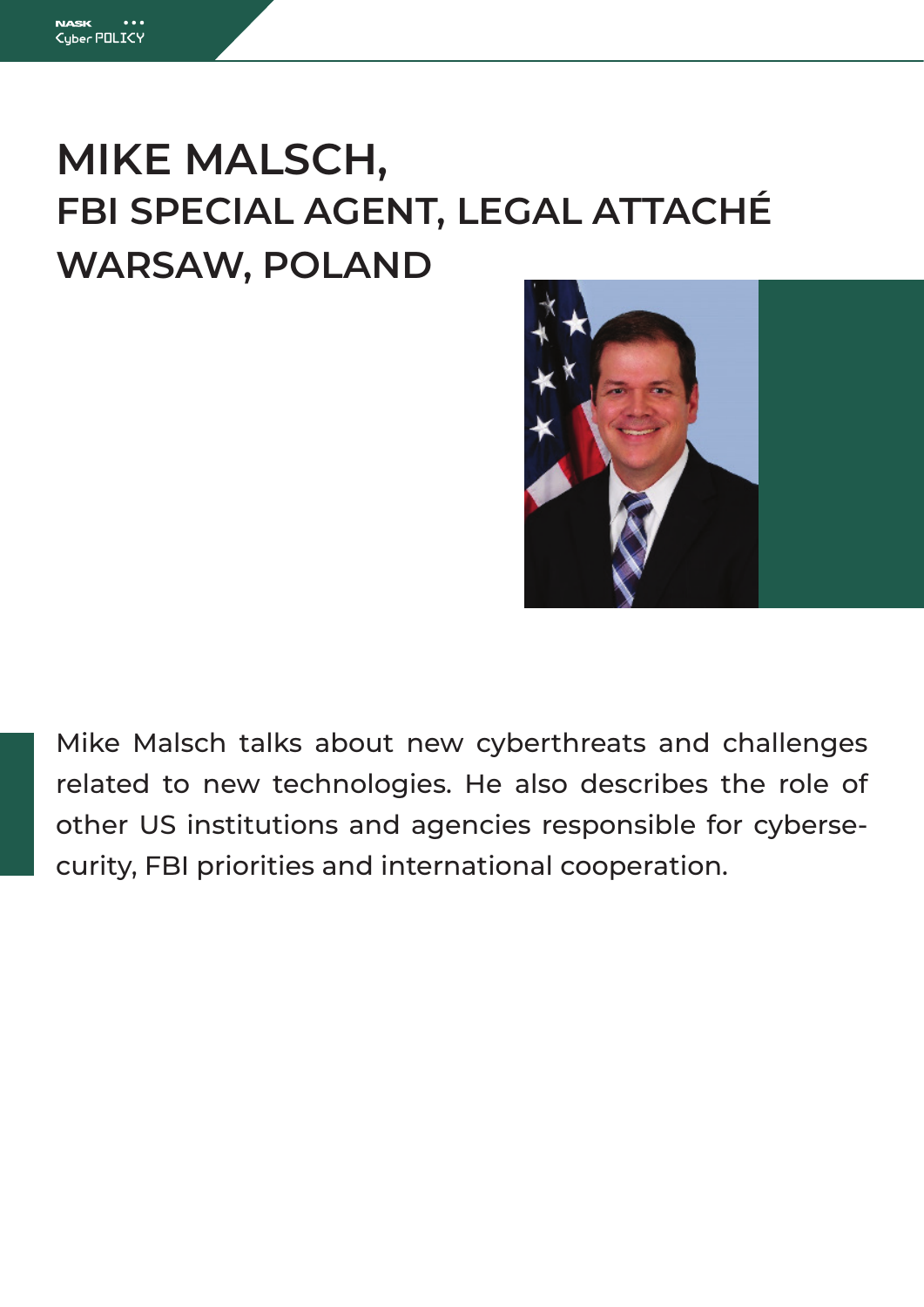# MIKE MALSCH,
## FBI SPECIAL AGENT, LEGAL ATTACHÉ WARSAW, POLAND

Mike Malsch talks about new cyberthreats and challenges related to new technologies. He also describes the role of other US institutions and agencies responsible for cybersecurity, FBI priorities and international cooperation.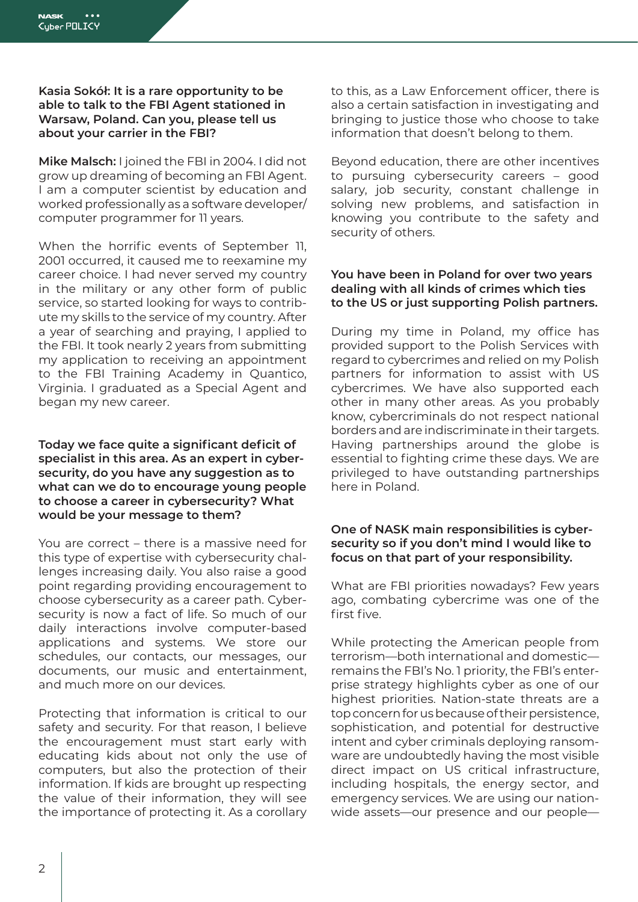**Kasia Sokół: It is a rare opportunity to be able to talk to the FBI Agent stationed in Warsaw, Poland. Can you, please tell us about your carrier in the FBI?**

**Mike Malsch:** I joined the FBI in 2004. I did not grow up dreaming of becoming an FBI Agent. I am a computer scientist by education and worked professionally as a software developer/computer programmer for 11 years.

When the horrific events of September 11, 2001 occurred, it caused me to reexamine my career choice. I had never served my country in the military or any other form of public service, so started looking for ways to contribute my skills to the service of my country. After a year of searching and praying, I applied to the FBI. It took nearly 2 years from submitting my application to receiving an appointment to the FBI Training Academy in Quantico, Virginia. I graduated as a Special Agent and began my new career.

**Today we face quite a significant deficit of specialist in this area. As an expert in cybersecurity, do you have any suggestion as to what can we do to encourage young people to choose a career in cybersecurity? What would be your message to them?**

You are correct – there is a massive need for this type of expertise with cybersecurity challenges increasing daily. You also raise a good point regarding providing encouragement to choose cybersecurity as a career path. Cybersecurity is now a fact of life. So much of our daily interactions involve computer-based applications and systems. We store our schedules, our contacts, our messages, our documents, our music and entertainment, and much more on our devices.

Protecting that information is critical to our safety and security. For that reason, I believe the encouragement must start early with educating kids about not only the use of computers, but also the protection of their information. If kids are brought up respecting the value of their information, they will see the importance of protecting it. As a corollary to this, as a Law Enforcement officer, there is also a certain satisfaction in investigating and bringing to justice those who choose to take information that doesn't belong to them.

Beyond education, there are other incentives to pursuing cybersecurity careers – good salary, job security, constant challenge in solving new problems, and satisfaction in knowing you contribute to the safety and security of others.

**You have been in Poland for over two years dealing with all kinds of crimes which ties to the US or just supporting Polish partners.**

During my time in Poland, my office has provided support to the Polish Services with regard to cybercrimes and relied on my Polish partners for information to assist with US cybercrimes. We have also supported each other in many other areas. As you probably know, cybercriminals do not respect national borders and are indiscriminate in their targets. Having partnerships around the globe is essential to fighting crime these days. We are privileged to have outstanding partnerships here in Poland.

**One of NASK main responsibilities is cybersecurity so if you don't mind I would like to focus on that part of your responsibility.**

What are FBI priorities nowadays? Few years ago, combating cybercrime was one of the first five.

While protecting the American people from terrorism—both international and domestic—remains the FBI's No. 1 priority, the FBI's enterprise strategy highlights cyber as one of our highest priorities. Nation-state threats are a top concern for us because of their persistence, sophistication, and potential for destructive intent and cyber criminals deploying ransomware are undoubtedly having the most visible direct impact on US critical infrastructure, including hospitals, the energy sector, and emergency services. We are using our nationwide assets—our presence and our people—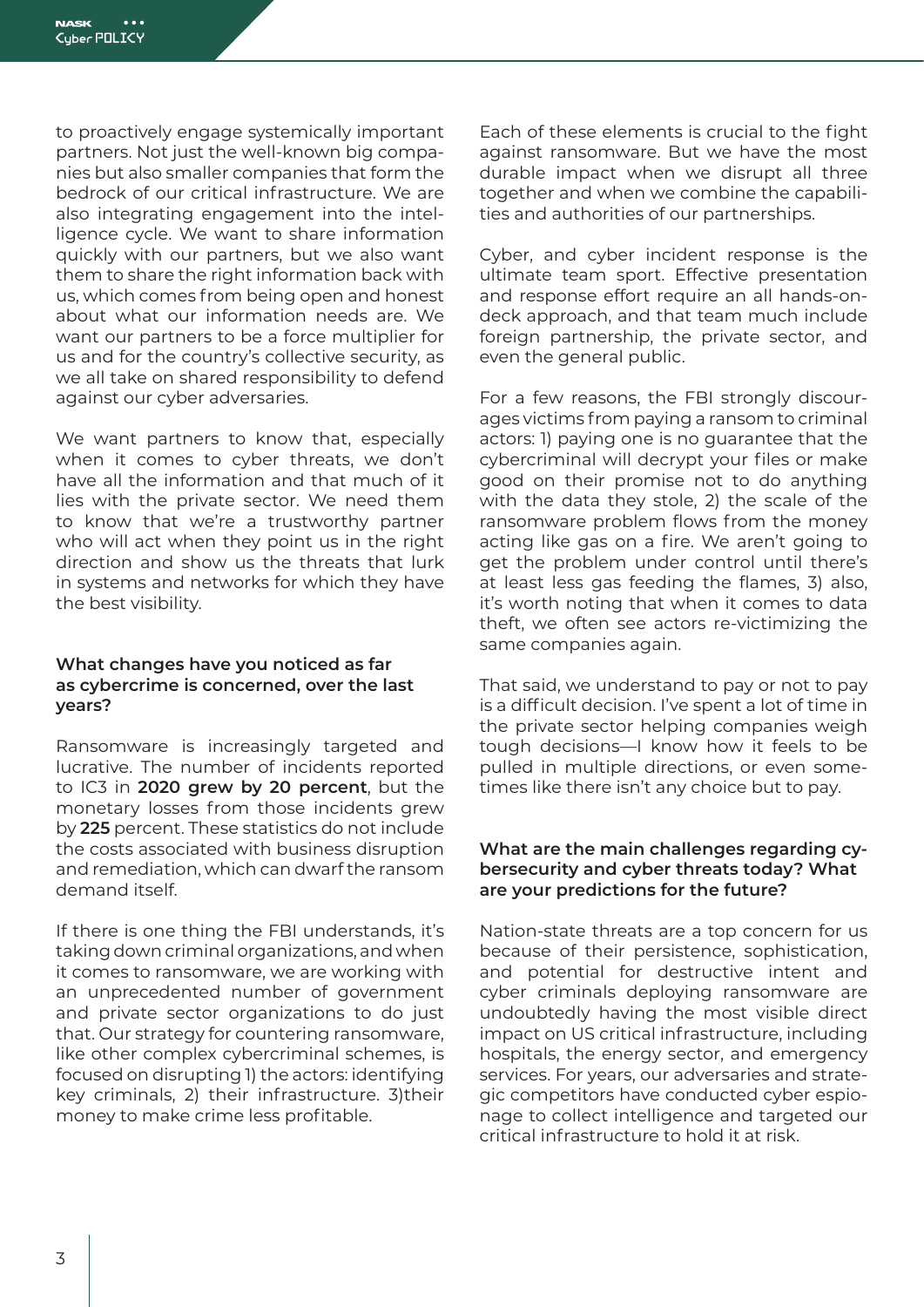to proactively engage systemically important partners. Not just the well-known big companies but also smaller companies that form the bedrock of our critical infrastructure. We are also integrating engagement into the intelligence cycle. We want to share information quickly with our partners, but we also want them to share the right information back with us, which comes from being open and honest about what our information needs are. We want our partners to be a force multiplier for us and for the country's collective security, as we all take on shared responsibility to defend against our cyber adversaries.

We want partners to know that, especially when it comes to cyber threats, we don't have all the information and that much of it lies with the private sector. We need them to know that we're a trustworthy partner who will act when they point us in the right direction and show us the threats that lurk in systems and networks for which they have the best visibility.

**What changes have you noticed as far as cybercrime is concerned, over the last years?**

Ransomware is increasingly targeted and lucrative. The number of incidents reported to IC3 in **2020 grew by 20 percent**, but the monetary losses from those incidents grew by **225** percent. These statistics do not include the costs associated with business disruption and remediation, which can dwarf the ransom demand itself.

If there is one thing the FBI understands, it's taking down criminal organizations, and when it comes to ransomware, we are working with an unprecedented number of government and private sector organizations to do just that. Our strategy for countering ransomware, like other complex cybercriminal schemes, is focused on disrupting 1) the actors: identifying key criminals, 2) their infrastructure. 3)their money to make crime less profitable.

Each of these elements is crucial to the fight against ransomware. But we have the most durable impact when we disrupt all three together and when we combine the capabilities and authorities of our partnerships.

Cyber, and cyber incident response is the ultimate team sport. Effective presentation and response effort require an all hands-on-deck approach, and that team much include foreign partnership, the private sector, and even the general public.

For a few reasons, the FBI strongly discourages victims from paying a ransom to criminal actors: 1) paying one is no guarantee that the cybercriminal will decrypt your files or make good on their promise not to do anything with the data they stole, 2) the scale of the ransomware problem flows from the money acting like gas on a fire. We aren't going to get the problem under control until there's at least less gas feeding the flames, 3) also, it's worth noting that when it comes to data theft, we often see actors re-victimizing the same companies again.

That said, we understand to pay or not to pay is a difficult decision. I've spent a lot of time in the private sector helping companies weigh tough decisions—I know how it feels to be pulled in multiple directions, or even sometimes like there isn't any choice but to pay.

**What are the main challenges regarding cybersecurity and cyber threats today? What are your predictions for the future?**

Nation-state threats are a top concern for us because of their persistence, sophistication, and potential for destructive intent and cyber criminals deploying ransomware are undoubtedly having the most visible direct impact on US critical infrastructure, including hospitals, the energy sector, and emergency services. For years, our adversaries and strategic competitors have conducted cyber espionage to collect intelligence and targeted our critical infrastructure to hold it at risk.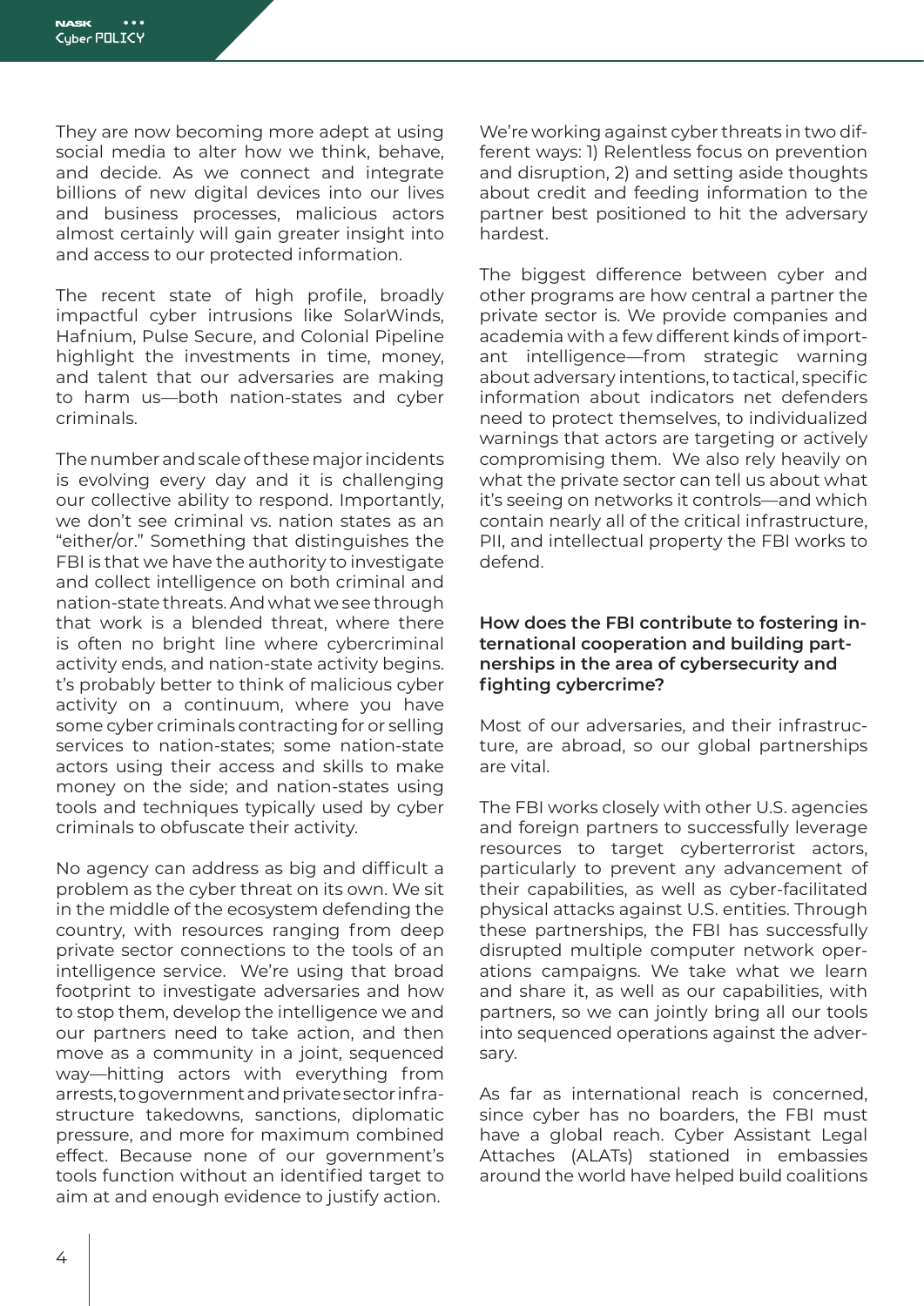They are now becoming more adept at using social media to alter how we think, behave, and decide. As we connect and integrate billions of new digital devices into our lives and business processes, malicious actors almost certainly will gain greater insight into and access to our protected information.

The recent state of high profile, broadly impactful cyber intrusions like SolarWinds, Hafnium, Pulse Secure, and Colonial Pipeline highlight the investments in time, money, and talent that our adversaries are making to harm us—both nation-states and cyber criminals.

The number and scale of these major incidents is evolving every day and it is challenging our collective ability to respond. Importantly, we don't see criminal vs. nation states as an "either/or." Something that distinguishes the FBI is that we have the authority to investigate and collect intelligence on both criminal and nation-state threats. And what we see through that work is a blended threat, where there is often no bright line where cybercriminal activity ends, and nation-state activity begins. t's probably better to think of malicious cyber activity on a continuum, where you have some cyber criminals contracting for or selling services to nation-states; some nation-state actors using their access and skills to make money on the side; and nation-states using tools and techniques typically used by cyber criminals to obfuscate their activity.

No agency can address as big and difficult a problem as the cyber threat on its own. We sit in the middle of the ecosystem defending the country, with resources ranging from deep private sector connections to the tools of an intelligence service. We're using that broad footprint to investigate adversaries and how to stop them, develop the intelligence we and our partners need to take action, and then move as a community in a joint, sequenced way—hitting actors with everything from arrests, to government and private sector infrastructure takedowns, sanctions, diplomatic pressure, and more for maximum combined effect. Because none of our government's tools function without an identified target to aim at and enough evidence to justify action.

We're working against cyber threats in two different ways: 1) Relentless focus on prevention and disruption, 2) and setting aside thoughts about credit and feeding information to the partner best positioned to hit the adversary hardest.

The biggest difference between cyber and other programs are how central a partner the private sector is. We provide companies and academia with a few different kinds of important intelligence—from strategic warning about adversary intentions, to tactical, specific information about indicators net defenders need to protect themselves, to individualized warnings that actors are targeting or actively compromising them. We also rely heavily on what the private sector can tell us about what it's seeing on networks it controls—and which contain nearly all of the critical infrastructure, PII, and intellectual property the FBI works to defend.

**How does the FBI contribute to fostering international cooperation and building partnerships in the area of cybersecurity and fighting cybercrime?**

Most of our adversaries, and their infrastructure, are abroad, so our global partnerships are vital.

The FBI works closely with other U.S. agencies and foreign partners to successfully leverage resources to target cyberterrorist actors, particularly to prevent any advancement of their capabilities, as well as cyber-facilitated physical attacks against U.S. entities. Through these partnerships, the FBI has successfully disrupted multiple computer network operations campaigns. We take what we learn and share it, as well as our capabilities, with partners, so we can jointly bring all our tools into sequenced operations against the adversary.

As far as international reach is concerned, since cyber has no boarders, the FBI must have a global reach. Cyber Assistant Legal Attaches (ALATs) stationed in embassies around the world have helped build coalitions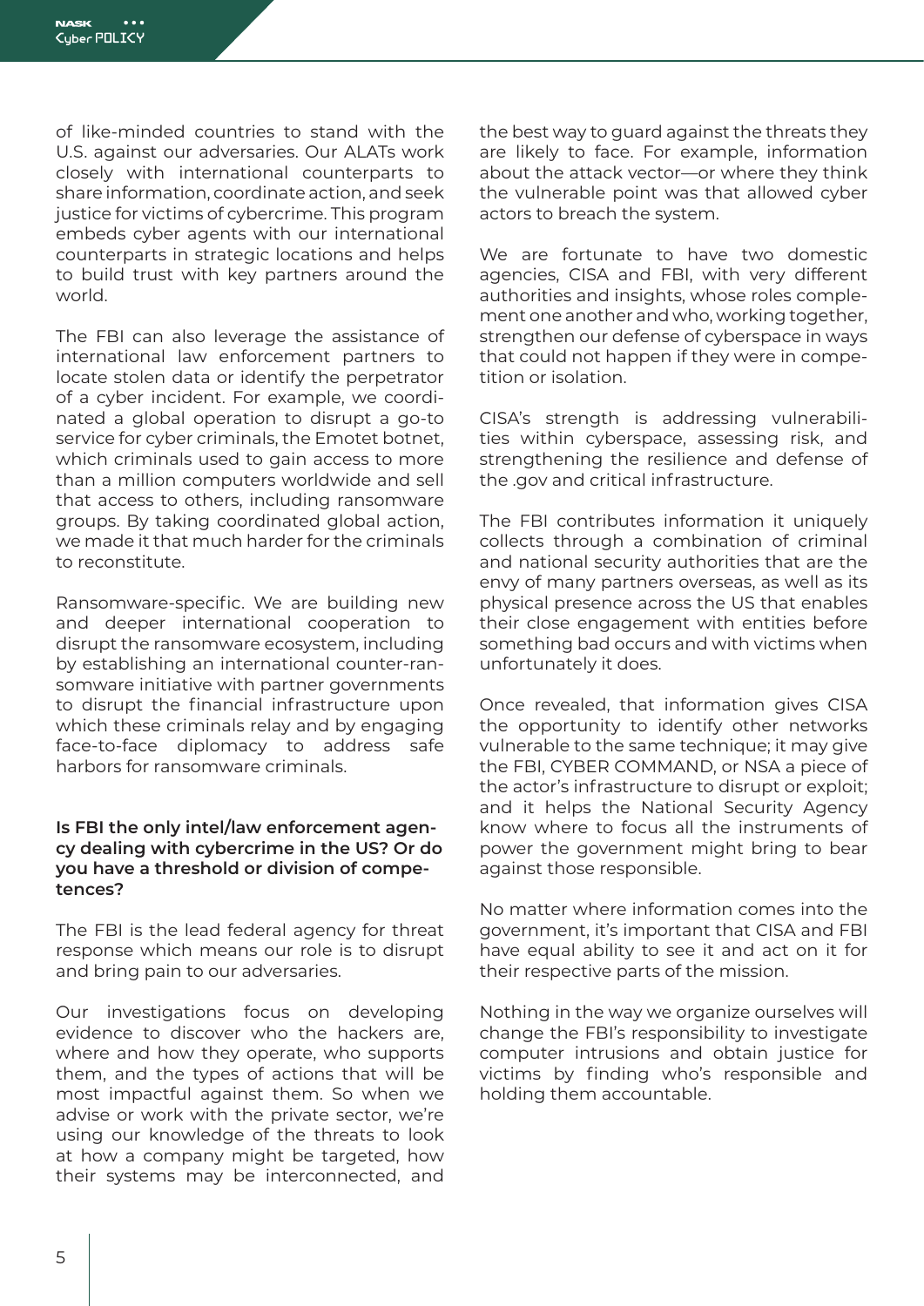of like-minded countries to stand with the U.S. against our adversaries. Our ALATs work closely with international counterparts to share information, coordinate action, and seek justice for victims of cybercrime. This program embeds cyber agents with our international counterparts in strategic locations and helps to build trust with key partners around the world.

The FBI can also leverage the assistance of international law enforcement partners to locate stolen data or identify the perpetrator of a cyber incident. For example, we coordinated a global operation to disrupt a go-to service for cyber criminals, the Emotet botnet, which criminals used to gain access to more than a million computers worldwide and sell that access to others, including ransomware groups. By taking coordinated global action, we made it that much harder for the criminals to reconstitute.

Ransomware-specific. We are building new and deeper international cooperation to disrupt the ransomware ecosystem, including by establishing an international counter-ransomware initiative with partner governments to disrupt the financial infrastructure upon which these criminals relay and by engaging face-to-face diplomacy to address safe harbors for ransomware criminals.

**Is FBI the only intel/law enforcement agency dealing with cybercrime in the US? Or do you have a threshold or division of competences?**

The FBI is the lead federal agency for threat response which means our role is to disrupt and bring pain to our adversaries.

Our investigations focus on developing evidence to discover who the hackers are, where and how they operate, who supports them, and the types of actions that will be most impactful against them. So when we advise or work with the private sector, we're using our knowledge of the threats to look at how a company might be targeted, how their systems may be interconnected, and the best way to guard against the threats they are likely to face. For example, information about the attack vector—or where they think the vulnerable point was that allowed cyber actors to breach the system.

We are fortunate to have two domestic agencies, CISA and FBI, with very different authorities and insights, whose roles complement one another and who, working together, strengthen our defense of cyberspace in ways that could not happen if they were in competition or isolation.

CISA's strength is addressing vulnerabilities within cyberspace, assessing risk, and strengthening the resilience and defense of the .gov and critical infrastructure.

The FBI contributes information it uniquely collects through a combination of criminal and national security authorities that are the envy of many partners overseas, as well as its physical presence across the US that enables their close engagement with entities before something bad occurs and with victims when unfortunately it does.

Once revealed, that information gives CISA the opportunity to identify other networks vulnerable to the same technique; it may give the FBI, CYBER COMMAND, or NSA a piece of the actor's infrastructure to disrupt or exploit; and it helps the National Security Agency know where to focus all the instruments of power the government might bring to bear against those responsible.

No matter where information comes into the government, it's important that CISA and FBI have equal ability to see it and act on it for their respective parts of the mission.

Nothing in the way we organize ourselves will change the FBI's responsibility to investigate computer intrusions and obtain justice for victims by finding who's responsible and holding them accountable.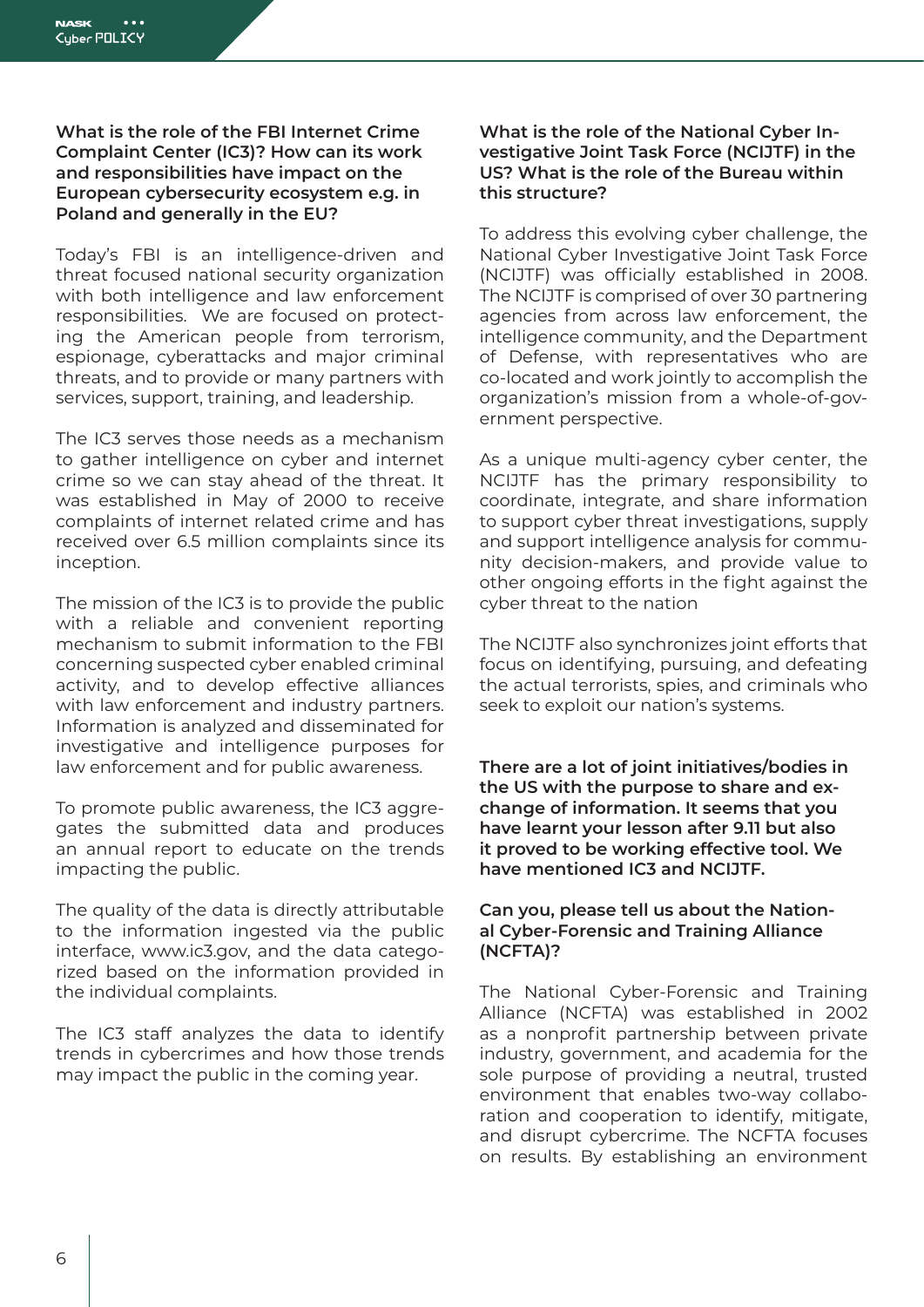**What is the role of the FBI Internet Crime Complaint Center (IC3)? How can its work and responsibilities have impact on the European cybersecurity ecosystem e.g. in Poland and generally in the EU?**

Today's FBI is an intelligence-driven and threat focused national security organization with both intelligence and law enforcement responsibilities. We are focused on protecting the American people from terrorism, espionage, cyberattacks and major criminal threats, and to provide or many partners with services, support, training, and leadership.

The IC3 serves those needs as a mechanism to gather intelligence on cyber and internet crime so we can stay ahead of the threat. It was established in May of 2000 to receive complaints of internet related crime and has received over 6.5 million complaints since its inception.

The mission of the IC3 is to provide the public with a reliable and convenient reporting mechanism to submit information to the FBI concerning suspected cyber enabled criminal activity, and to develop effective alliances with law enforcement and industry partners. Information is analyzed and disseminated for investigative and intelligence purposes for law enforcement and for public awareness.

To promote public awareness, the IC3 aggregates the submitted data and produces an annual report to educate on the trends impacting the public.

The quality of the data is directly attributable to the information ingested via the public interface, www.ic3.gov, and the data categorized based on the information provided in the individual complaints.

The IC3 staff analyzes the data to identify trends in cybercrimes and how those trends may impact the public in the coming year.

**What is the role of the National Cyber Investigative Joint Task Force (NCIJTF) in the US? What is the role of the Bureau within this structure?**

To address this evolving cyber challenge, the National Cyber Investigative Joint Task Force (NCIJTF) was officially established in 2008. The NCIJTF is comprised of over 30 partnering agencies from across law enforcement, the intelligence community, and the Department of Defense, with representatives who are co-located and work jointly to accomplish the organization's mission from a whole-of-government perspective.

As a unique multi-agency cyber center, the NCIJTF has the primary responsibility to coordinate, integrate, and share information to support cyber threat investigations, supply and support intelligence analysis for community decision-makers, and provide value to other ongoing efforts in the fight against the cyber threat to the nation

The NCIJTF also synchronizes joint efforts that focus on identifying, pursuing, and defeating the actual terrorists, spies, and criminals who seek to exploit our nation's systems.

**There are a lot of joint initiatives/bodies in the US with the purpose to share and exchange of information. It seems that you have learnt your lesson after 9.11 but also it proved to be working effective tool. We have mentioned IC3 and NCIJTF.**

**Can you, please tell us about the National Cyber-Forensic and Training Alliance (NCFTA)?**

The National Cyber-Forensic and Training Alliance (NCFTA) was established in 2002 as a nonprofit partnership between private industry, government, and academia for the sole purpose of providing a neutral, trusted environment that enables two-way collaboration and cooperation to identify, mitigate, and disrupt cybercrime. The NCFTA focuses on results. By establishing an environment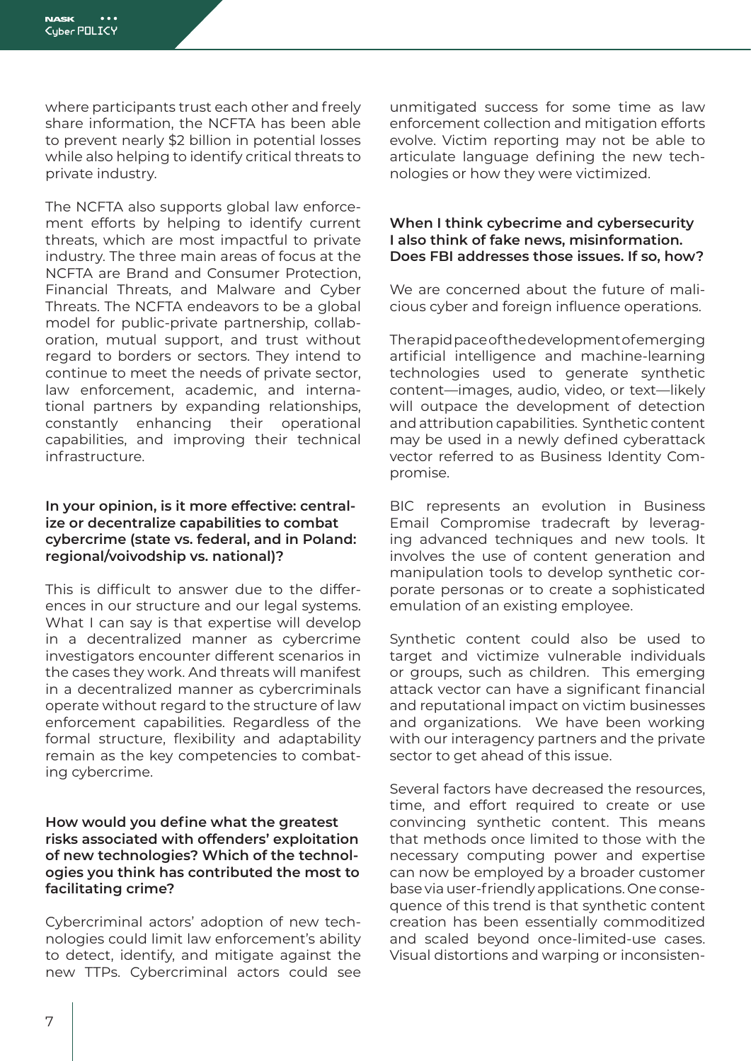where participants trust each other and freely share information, the NCFTA has been able to prevent nearly $2 billion in potential losses while also helping to identify critical threats to private industry.

The NCFTA also supports global law enforcement efforts by helping to identify current threats, which are most impactful to private industry. The three main areas of focus at the NCFTA are Brand and Consumer Protection, Financial Threats, and Malware and Cyber Threats. The NCFTA endeavors to be a global model for public-private partnership, collaboration, mutual support, and trust without regard to borders or sectors. They intend to continue to meet the needs of private sector, law enforcement, academic, and international partners by expanding relationships, constantly enhancing their operational capabilities, and improving their technical infrastructure.

**In your opinion, is it more effective: centralize or decentralize capabilities to combat cybercrime (state vs. federal, and in Poland: regional/voivodship vs. national)?**

This is difficult to answer due to the differences in our structure and our legal systems. What I can say is that expertise will develop in a decentralized manner as cybercrime investigators encounter different scenarios in the cases they work. And threats will manifest in a decentralized manner as cybercriminals operate without regard to the structure of law enforcement capabilities. Regardless of the formal structure, flexibility and adaptability remain as the key competencies to combating cybercrime.

**How would you define what the greatest risks associated with offenders' exploitation of new technologies? Which of the technologies you think has contributed the most to facilitating crime?**

Cybercriminal actors' adoption of new technologies could limit law enforcement's ability to detect, identify, and mitigate against the new TTPs. Cybercriminal actors could see unmitigated success for some time as law enforcement collection and mitigation efforts evolve. Victim reporting may not be able to articulate language defining the new technologies or how they were victimized.

**When I think cybecrime and cybersecurity I also think of fake news, misinformation. Does FBI addresses those issues. If so, how?**

We are concerned about the future of malicious cyber and foreign influence operations.

The rapid pace of the development of emerging artificial intelligence and machine-learning technologies used to generate synthetic content—images, audio, video, or text—likely will outpace the development of detection and attribution capabilities. Synthetic content may be used in a newly defined cyberattack vector referred to as Business Identity Compromise.

BIC represents an evolution in Business Email Compromise tradecraft by leveraging advanced techniques and new tools. It involves the use of content generation and manipulation tools to develop synthetic corporate personas or to create a sophisticated emulation of an existing employee.

Synthetic content could also be used to target and victimize vulnerable individuals or groups, such as children. This emerging attack vector can have a significant financial and reputational impact on victim businesses and organizations. We have been working with our interagency partners and the private sector to get ahead of this issue.

Several factors have decreased the resources, time, and effort required to create or use convincing synthetic content. This means that methods once limited to those with the necessary computing power and expertise can now be employed by a broader customer base via user-friendly applications. One consequence of this trend is that synthetic content creation has been essentially commoditized and scaled beyond once-limited-use cases. Visual distortions and warping or inconsisten-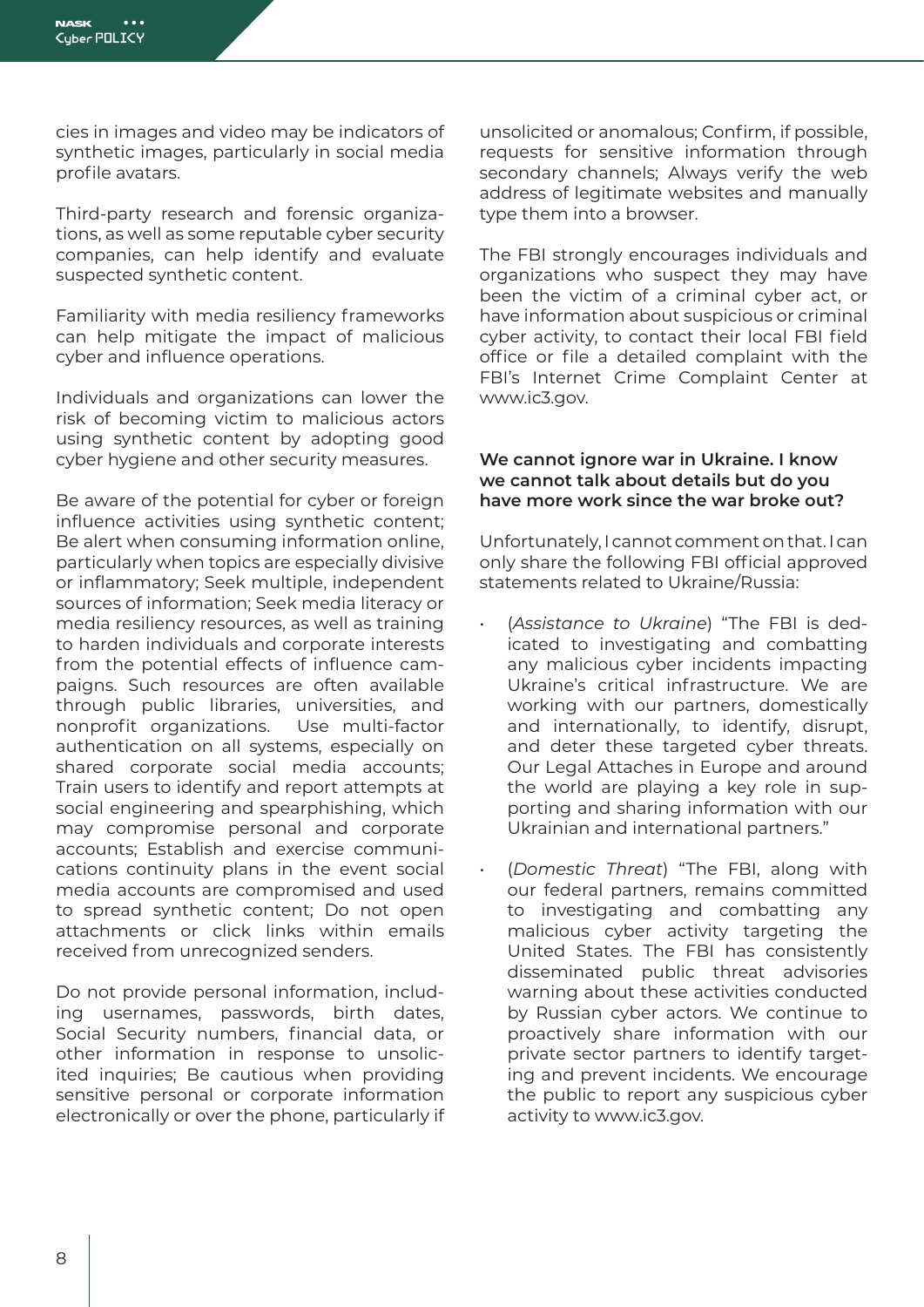cies in images and video may be indicators of synthetic images, particularly in social media profile avatars.

Third-party research and forensic organizations, as well as some reputable cyber security companies, can help identify and evaluate suspected synthetic content.

Familiarity with media resiliency frameworks can help mitigate the impact of malicious cyber and influence operations.

Individuals and organizations can lower the risk of becoming victim to malicious actors using synthetic content by adopting good cyber hygiene and other security measures.

Be aware of the potential for cyber or foreign influence activities using synthetic content; Be alert when consuming information online, particularly when topics are especially divisive or inflammatory; Seek multiple, independent sources of information; Seek media literacy or media resiliency resources, as well as training to harden individuals and corporate interests from the potential effects of influence campaigns. Such resources are often available through public libraries, universities, and nonprofit organizations. Use multi-factor authentication on all systems, especially on shared corporate social media accounts; Train users to identify and report attempts at social engineering and spearphising, which may compromise personal and corporate accounts; Establish and exercise communications continuity plans in the event social media accounts are compromised and used to spread synthetic content; Do not open attachments or click links within emails received from unrecognized senders.

Do not provide personal information, including usernames, passwords, birth dates, Social Security numbers, financial data, or other information in response to unsolicited inquiries; Be cautious when providing sensitive personal or corporate information electronically or over the phone, particularly if unsolicited or anomalous; Confirm, if possible, requests for sensitive information through secondary channels; Always verify the web address of legitimate websites and manually type them into a browser.

The FBI strongly encourages individuals and organizations who suspect they may have been the victim of a criminal cyber act, or have information about suspicious or criminal cyber activity, to contact their local FBI field office or file a detailed complaint with the FBI's Internet Crime Complaint Center at www.ic3.gov.

**We cannot ignore war in Ukraine. I know we cannot talk about details but do you have more work since the war broke out?**

Unfortunately, I cannot comment on that. I can only share the following FBI official approved statements related to Ukraine/Russia:

- (*Assistance to Ukraine*) "The FBI is dedicated to investigating and combatting any malicious cyber incidents impacting Ukraine's critical infrastructure. We are working with our partners, domestically and internationally, to identify, disrupt, and deter these targeted cyber threats. Our Legal Attaches in Europe and around the world are playing a key role in supporting and sharing information with our Ukrainian and international partners."
- (*Domestic Threat*) "The FBI, along with our federal partners, remains committed to investigating and combatting any malicious cyber activity targeting the United States. The FBI has consistently disseminated public threat advisories warning about these activities conducted by Russian cyber actors. We continue to proactively share information with our private sector partners to identify targeting and prevent incidents. We encourage the public to report any suspicious cyber activity to www.ic3.gov.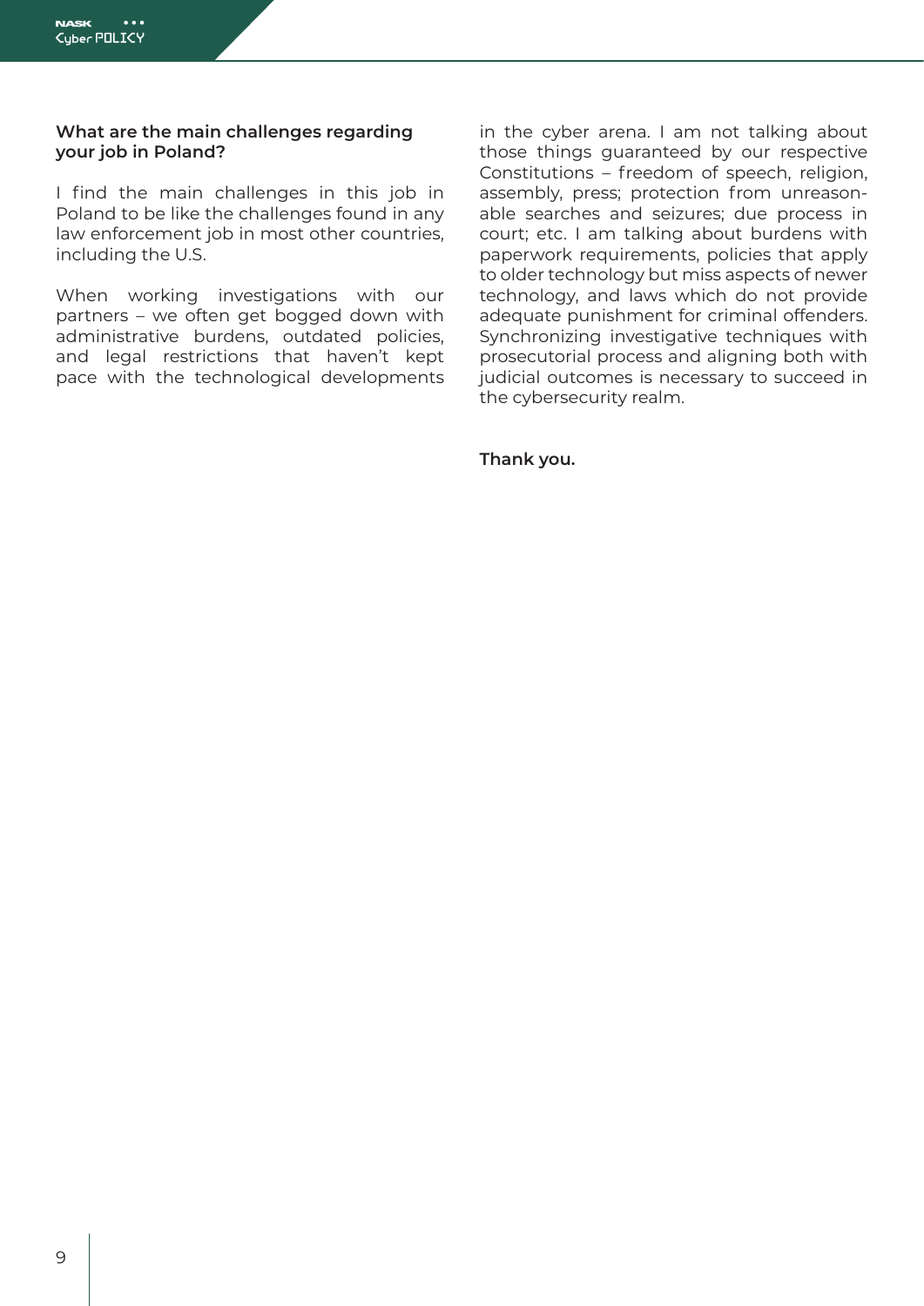**What are the main challenges regarding your job in Poland?**

I find the main challenges in this job in Poland to be like the challenges found in any law enforcement job in most other countries, including the U.S.

When working investigations with our partners – we often get bogged down with administrative burdens, outdated policies, and legal restrictions that haven't kept pace with the technological developments in the cyber arena. I am not talking about those things guaranteed by our respective Constitutions – freedom of speech, religion, assembly, press; protection from unreasonable searches and seizures; due process in court; etc. I am talking about burdens with paperwork requirements, policies that apply to older technology but miss aspects of newer technology, and laws which do not provide adequate punishment for criminal offenders. Synchronizing investigative techniques with prosecutorial process and aligning both with judicial outcomes is necessary to succeed in the cybersecurity realm.

**Thank you.**